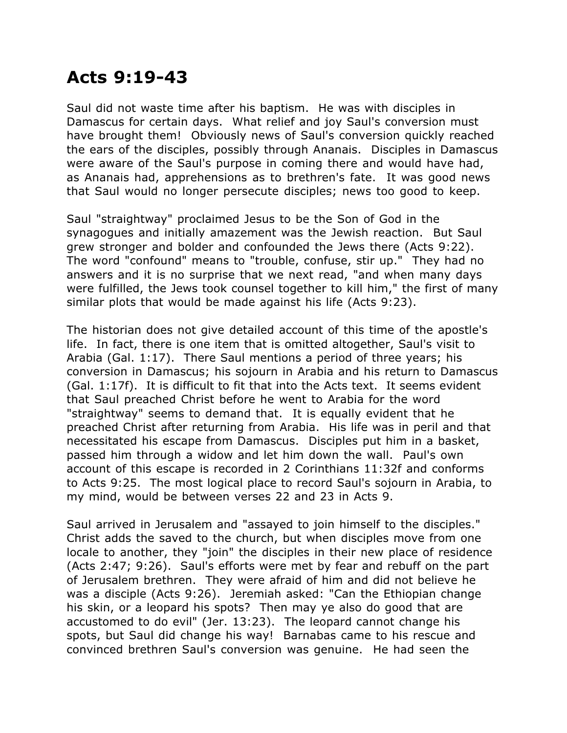# Acts 9:19-43

Saul did not waste time after his baptism. He was with disciples in Damascus for certain days. What relief and joy Saul's conversion must have brought them! Obviously news of Saul's conversion quickly reached the ears of the disciples, possibly through Ananais. Disciples in Damascus were aware of the Saul's purpose in coming there and would have had, as Ananais had, apprehensions as to brethren's fate. It was good news that Saul would no longer persecute disciples; news too good to keep.

Saul "straightway" proclaimed Jesus to be the Son of God in the synagogues and initially amazement was the Jewish reaction. But Saul grew stronger and bolder and confounded the Jews there (Acts 9:22). The word "confound" means to "trouble, confuse, stir up." They had no answers and it is no surprise that we next read, "and when many days were fulfilled, the Jews took counsel together to kill him," the first of many similar plots that would be made against his life (Acts 9:23).

The historian does not give detailed account of this time of the apostle's life. In fact, there is one item that is omitted altogether, Saul's visit to Arabia (Gal. 1:17). There Saul mentions a period of three years; his conversion in Damascus; his sojourn in Arabia and his return to Damascus (Gal. 1:17f). It is difficult to fit that into the Acts text. It seems evident that Saul preached Christ before he went to Arabia for the word "straightway" seems to demand that. It is equally evident that he preached Christ after returning from Arabia. His life was in peril and that necessitated his escape from Damascus. Disciples put him in a basket, passed him through a widow and let him down the wall. Paul's own account of this escape is recorded in 2 Corinthians 11:32f and conforms to Acts 9:25. The most logical place to record Saul's sojourn in Arabia, to my mind, would be between verses 22 and 23 in Acts 9.

Saul arrived in Jerusalem and "assayed to join himself to the disciples." Christ adds the saved to the church, but when disciples move from one locale to another, they "join" the disciples in their new place of residence (Acts 2:47; 9:26). Saul's efforts were met by fear and rebuff on the part of Jerusalem brethren. They were afraid of him and did not believe he was a disciple (Acts 9:26). Jeremiah asked: "Can the Ethiopian change his skin, or a leopard his spots? Then may ye also do good that are accustomed to do evil" (Jer. 13:23). The leopard cannot change his spots, but Saul did change his way! Barnabas came to his rescue and convinced brethren Saul's conversion was genuine. He had seen the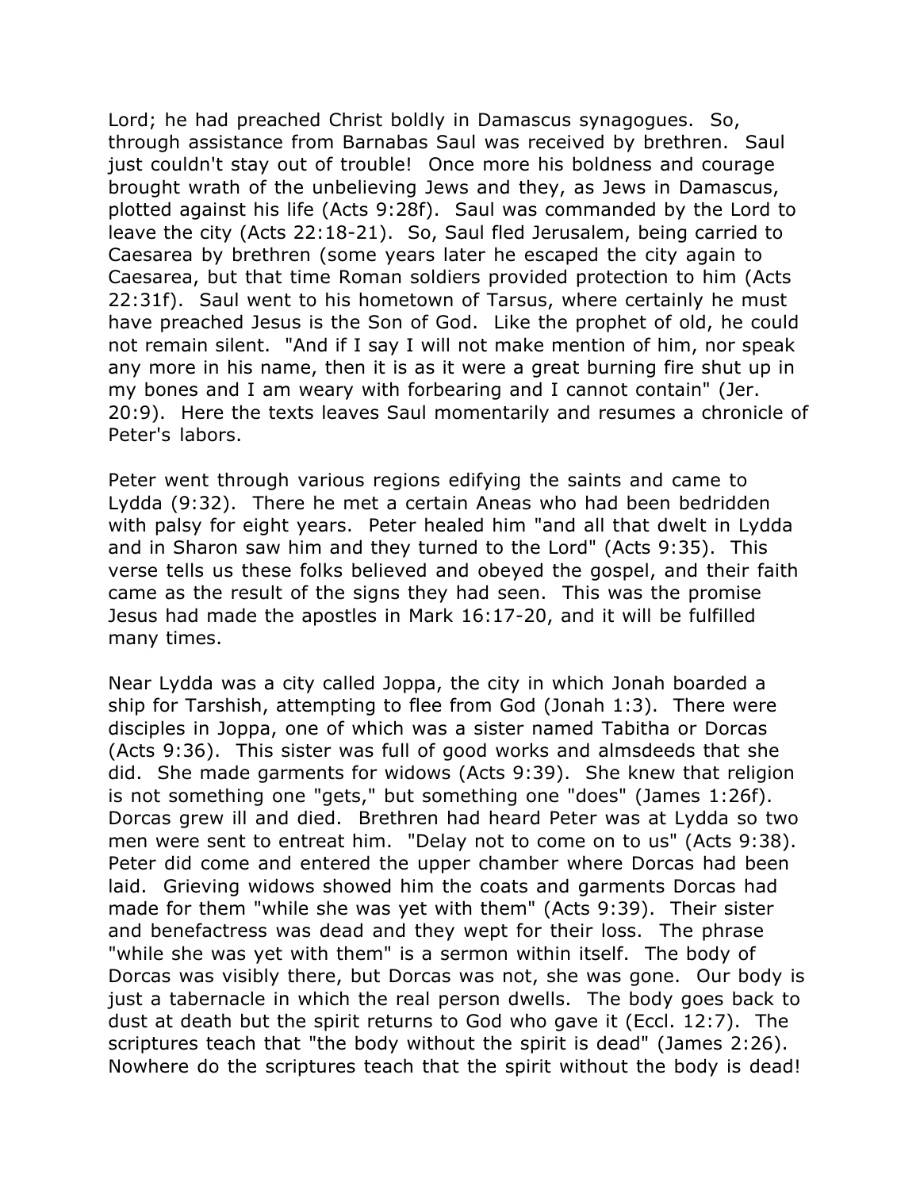Lord; he had preached Christ boldly in Damascus synagogues. So, through assistance from Barnabas Saul was received by brethren. Saul just couldn't stay out of trouble! Once more his boldness and courage brought wrath of the unbelieving Jews and they, as Jews in Damascus, plotted against his life (Acts 9:28f). Saul was commanded by the Lord to leave the city (Acts 22:18-21). So, Saul fled Jerusalem, being carried to Caesarea by brethren (some years later he escaped the city again to Caesarea, but that time Roman soldiers provided protection to him (Acts 22:31f). Saul went to his hometown of Tarsus, where certainly he must have preached Jesus is the Son of God. Like the prophet of old, he could not remain silent. "And if I say I will not make mention of him, nor speak any more in his name, then it is as it were a great burning fire shut up in my bones and I am weary with forbearing and I cannot contain" (Jer. 20:9). Here the texts leaves Saul momentarily and resumes a chronicle of Peter's labors.

Peter went through various regions edifying the saints and came to Lydda (9:32). There he met a certain Aneas who had been bedridden with palsy for eight years. Peter healed him "and all that dwelt in Lydda and in Sharon saw him and they turned to the Lord" (Acts 9:35). This verse tells us these folks believed and obeyed the gospel, and their faith came as the result of the signs they had seen. This was the promise Jesus had made the apostles in Mark 16:17-20, and it will be fulfilled many times.

Near Lydda was a city called Joppa, the city in which Jonah boarded a ship for Tarshish, attempting to flee from God (Jonah 1:3). There were disciples in Joppa, one of which was a sister named Tabitha or Dorcas (Acts 9:36). This sister was full of good works and almsdeeds that she did. She made garments for widows (Acts 9:39). She knew that religion is not something one "gets," but something one "does" (James 1:26f). Dorcas grew ill and died. Brethren had heard Peter was at Lydda so two men were sent to entreat him. "Delay not to come on to us" (Acts 9:38). Peter did come and entered the upper chamber where Dorcas had been laid. Grieving widows showed him the coats and garments Dorcas had made for them "while she was yet with them" (Acts 9:39). Their sister and benefactress was dead and they wept for their loss. The phrase "while she was yet with them" is a sermon within itself. The body of Dorcas was visibly there, but Dorcas was not, she was gone. Our body is just a tabernacle in which the real person dwells. The body goes back to dust at death but the spirit returns to God who gave it (Eccl. 12:7). The scriptures teach that "the body without the spirit is dead" (James 2:26). Nowhere do the scriptures teach that the spirit without the body is dead!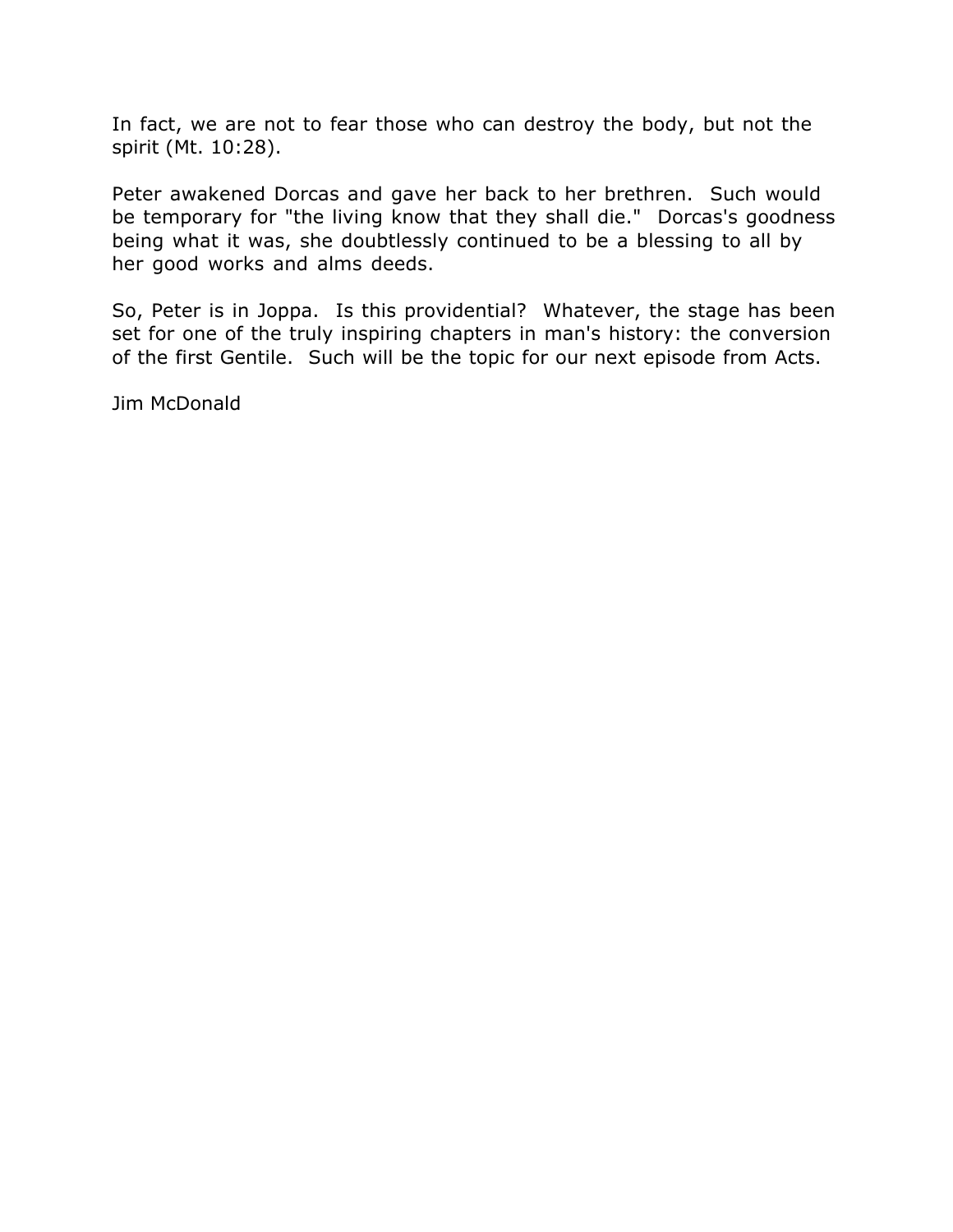In fact, we are not to fear those who can destroy the body, but not the spirit (Mt. 10:28).

Peter awakened Dorcas and gave her back to her brethren.  Such would be temporary for "the living know that they shall die."  Dorcas's goodness being what it was, she doubtlessly continued to be a blessing to all by her good works and alms deeds.

So, Peter is in Joppa.  Is this providential?  Whatever, the stage has been set for one of the truly inspiring chapters in man's history: the conversion of the first Gentile.  Such will be the topic for our next episode from Acts.

Jim McDonald